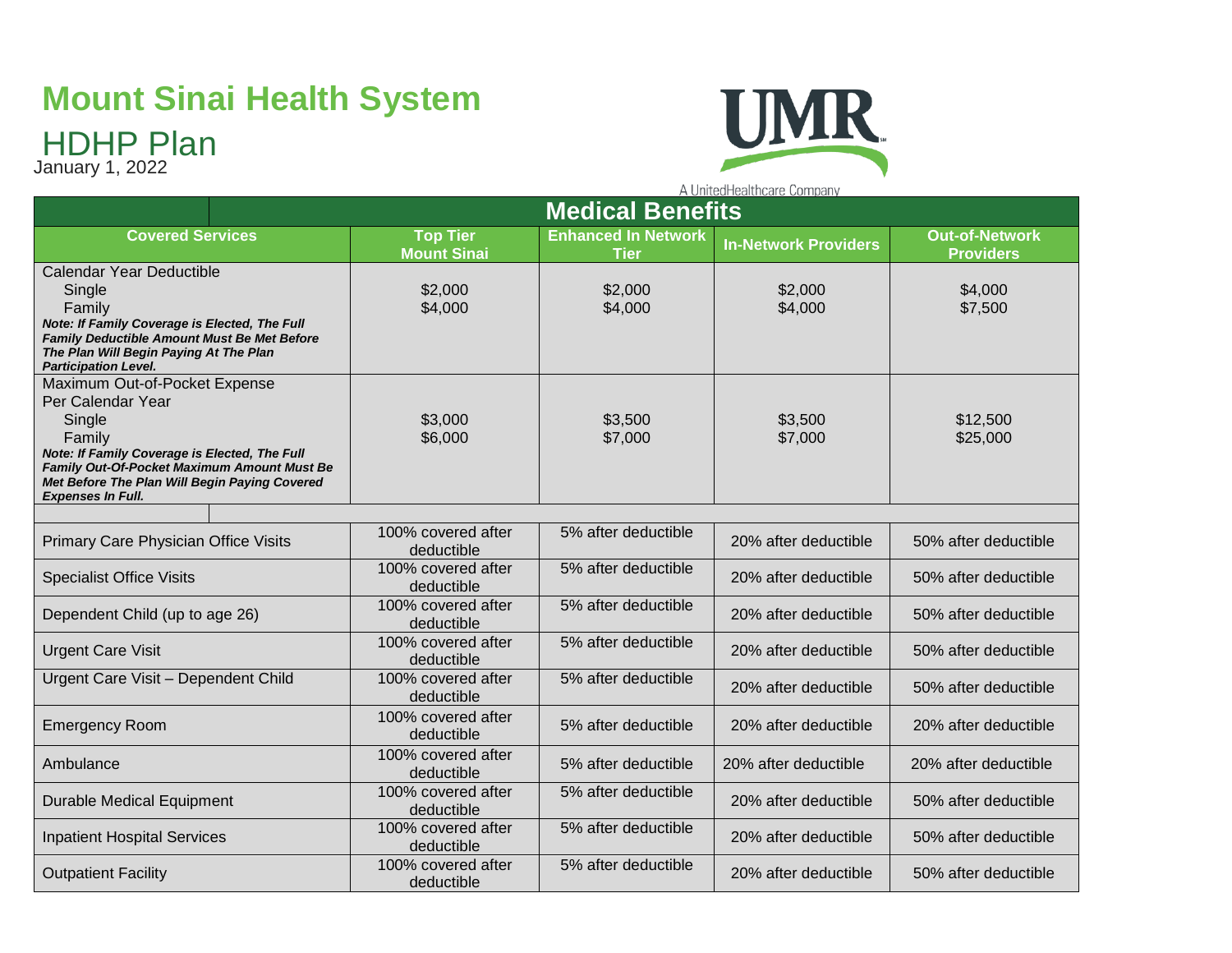# Mount Sinai Health System

## HDHP Plan

January 1, 2022

A UnitedHealthcare Company

| Medical Benefits | | | | |
|---|---|---|---|---|
| **Covered Services** | **Top Tier Mount Sinai** | **Enhanced In Network Tier** | **In-Network Providers** | **Out-of-Network Providers** |
| Calendar Year Deductible<br>Single<br>Family<br>***Note: If Family Coverage is Elected, The Full Family Deductible Amount Must Be Met Before The Plan Will Begin Paying At The Plan Participation Level.*** | <br>$2,000<br>$4,000 | <br>$2,000<br>$4,000 | <br>$2,000<br>$4,000 | <br>$4,000<br>$7,500 |
| Maximum Out-of-Pocket Expense Per Calendar Year<br>Single<br>Family<br>***Note: If Family Coverage is Elected, The Full Family Out-Of-Pocket Maximum Amount Must Be Met Before The Plan Will Begin Paying Covered Expenses In Full.*** | <br>$3,000<br>$6,000 | <br>$3,500<br>$7,000 | <br>$3,500<br>$7,000 | <br>$12,500<br>$25,000 |
| | | | | |
| Primary Care Physician Office Visits | 100% covered after deductible | 5% after deductible | 20% after deductible | 50% after deductible |
| Specialist Office Visits | 100% covered after deductible | 5% after deductible | 20% after deductible | 50% after deductible |
| Dependent Child (up to age 26) | 100% covered after deductible | 5% after deductible | 20% after deductible | 50% after deductible |
| Urgent Care Visit | 100% covered after deductible | 5% after deductible | 20% after deductible | 50% after deductible |
| Urgent Care Visit – Dependent Child | 100% covered after deductible | 5% after deductible | 20% after deductible | 50% after deductible |
| Emergency Room | 100% covered after deductible | 5% after deductible | 20% after deductible | 20% after deductible |
| Ambulance | 100% covered after deductible | 5% after deductible | 20% after deductible | 20% after deductible |
| Durable Medical Equipment | 100% covered after deductible | 5% after deductible | 20% after deductible | 50% after deductible |
| Inpatient Hospital Services | 100% covered after deductible | 5% after deductible | 20% after deductible | 50% after deductible |
| Outpatient Facility | 100% covered after deductible | 5% after deductible | 20% after deductible | 50% after deductible |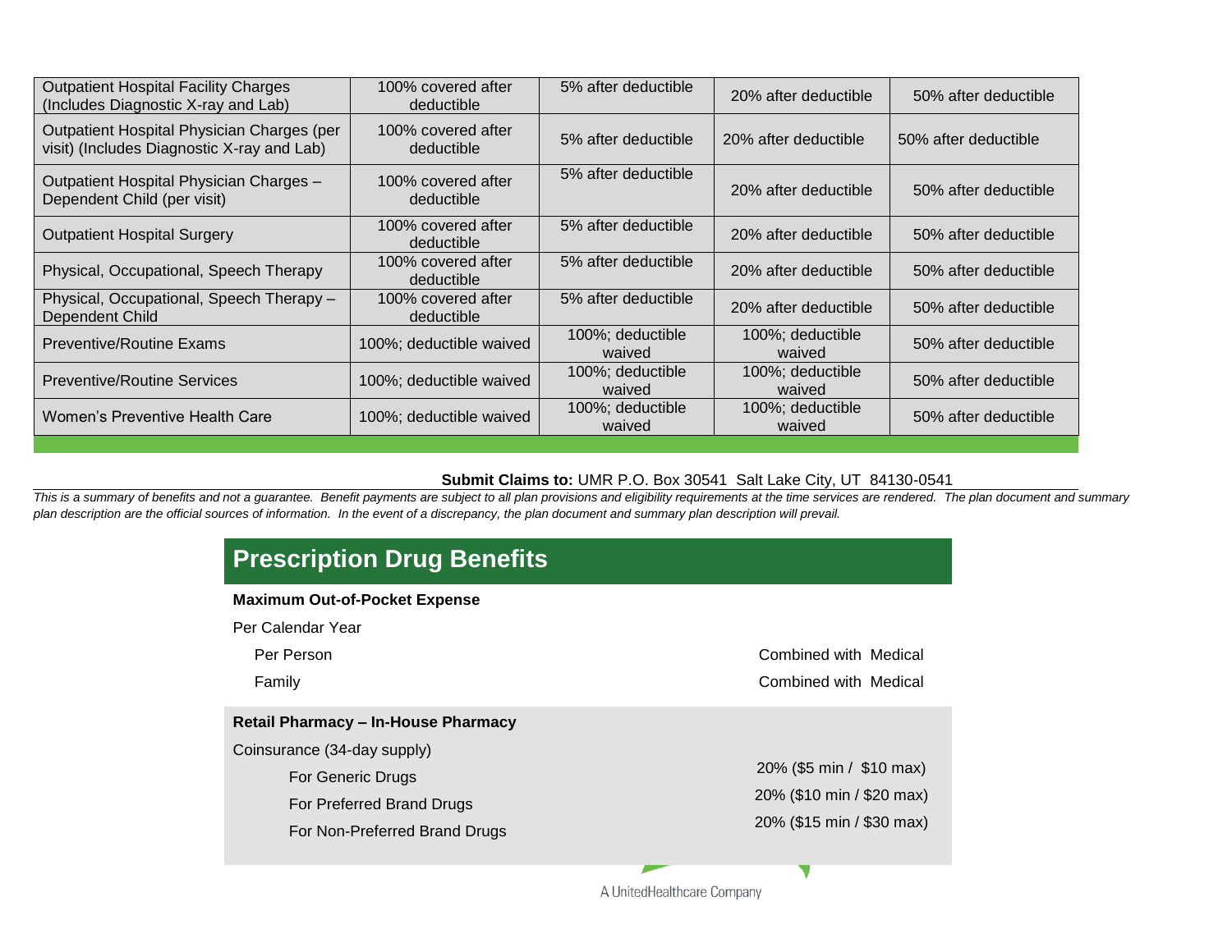| | | | | |
|---|---|---|---|---|
| Outpatient Hospital Facility Charges (Includes Diagnostic X-ray and Lab) | 100% covered after deductible | 5% after deductible | 20% after deductible | 50% after deductible |
| Outpatient Hospital Physician Charges (per visit) (Includes Diagnostic X-ray and Lab) | 100% covered after deductible | 5% after deductible | 20% after deductible | 50% after deductible |
| Outpatient Hospital Physician Charges – Dependent Child (per visit) | 100% covered after deductible | 5% after deductible | 20% after deductible | 50% after deductible |
| Outpatient Hospital Surgery | 100% covered after deductible | 5% after deductible | 20% after deductible | 50% after deductible |
| Physical, Occupational, Speech Therapy | 100% covered after deductible | 5% after deductible | 20% after deductible | 50% after deductible |
| Physical, Occupational, Speech Therapy – Dependent Child | 100% covered after deductible | 5% after deductible | 20% after deductible | 50% after deductible |
| Preventive/Routine Exams | 100%; deductible waived | 100%; deductible waived | 100%; deductible waived | 50% after deductible |
| Preventive/Routine Services | 100%; deductible waived | 100%; deductible waived | 100%; deductible waived | 50% after deductible |
| Women's Preventive Health Care | 100%; deductible waived | 100%; deductible waived | 100%; deductible waived | 50% after deductible |

**Submit Claims to:** UMR P.O. Box 30541 Salt Lake City, UT 84130-0541

*This is a summary of benefits and not a guarantee. Benefit payments are subject to all plan provisions and eligibility requirements at the time services are rendered. The plan document and summary plan description are the official sources of information. In the event of a discrepancy, the plan document and summary plan description will prevail.*

## Prescription Drug Benefits

**Maximum Out-of-Pocket Expense**

| | |
|---|---|
| Per Calendar Year | |
| Per Person | Combined with Medical |
| Family | Combined with Medical |

**Retail Pharmacy – In-House Pharmacy**

| | |
|---|---|
| Coinsurance (34-day supply) | |
| For Generic Drugs | 20% ($5 min / $10 max) |
| For Preferred Brand Drugs | 20% ($10 min / $20 max) |
| For Non-Preferred Brand Drugs | 20% ($15 min / $30 max) |

A UnitedHealthcare Company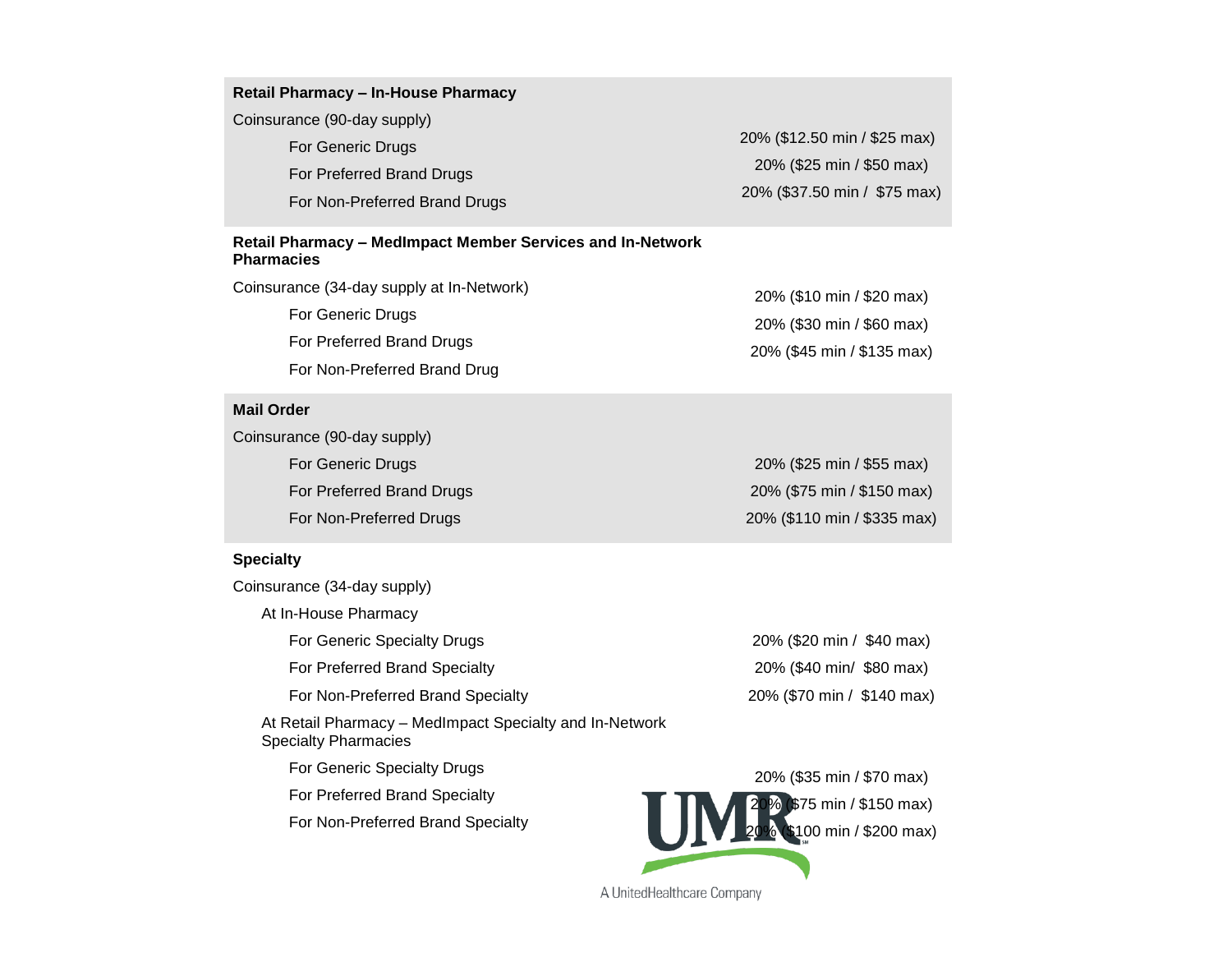| Retail Pharmacy – In-House Pharmacy | |
|---|---|
| Coinsurance (90-day supply) | |
| For Generic Drugs | 20% ($12.50 min / $25 max) |
| For Preferred Brand Drugs | 20% ($25 min / $50 max) |
| For Non-Preferred Brand Drugs | 20% ($37.50 min / $75 max) |
| **Retail Pharmacy – MedImpact Member Services and In-Network Pharmacies** | |
| Coinsurance (34-day supply at In-Network) | |
| For Generic Drugs | 20% ($10 min / $20 max) |
| For Preferred Brand Drugs | 20% ($30 min / $60 max) |
| For Non-Preferred Brand Drug | 20% ($45 min / $135 max) |
| **Mail Order** | |
| Coinsurance (90-day supply) | |
| For Generic Drugs | 20% ($25 min / $55 max) |
| For Preferred Brand Drugs | 20% ($75 min / $150 max) |
| For Non-Preferred Drugs | 20% ($110 min / $335 max) |
| **Specialty** | |
| Coinsurance (34-day supply) | |
| At In-House Pharmacy | |
| For Generic Specialty Drugs | 20% ($20 min / $40 max) |
| For Preferred Brand Specialty | 20% ($40 min/ $80 max) |
| For Non-Preferred Brand Specialty | 20% ($70 min / $140 max) |
| At Retail Pharmacy – MedImpact Specialty and In-Network Specialty Pharmacies | |
| For Generic Specialty Drugs | 20% ($35 min / $70 max) |
| For Preferred Brand Specialty | 20% ($75 min / $150 max) |
| For Non-Preferred Brand Specialty | 20% ($100 min / $200 max) |

UMR

A UnitedHealthcare Company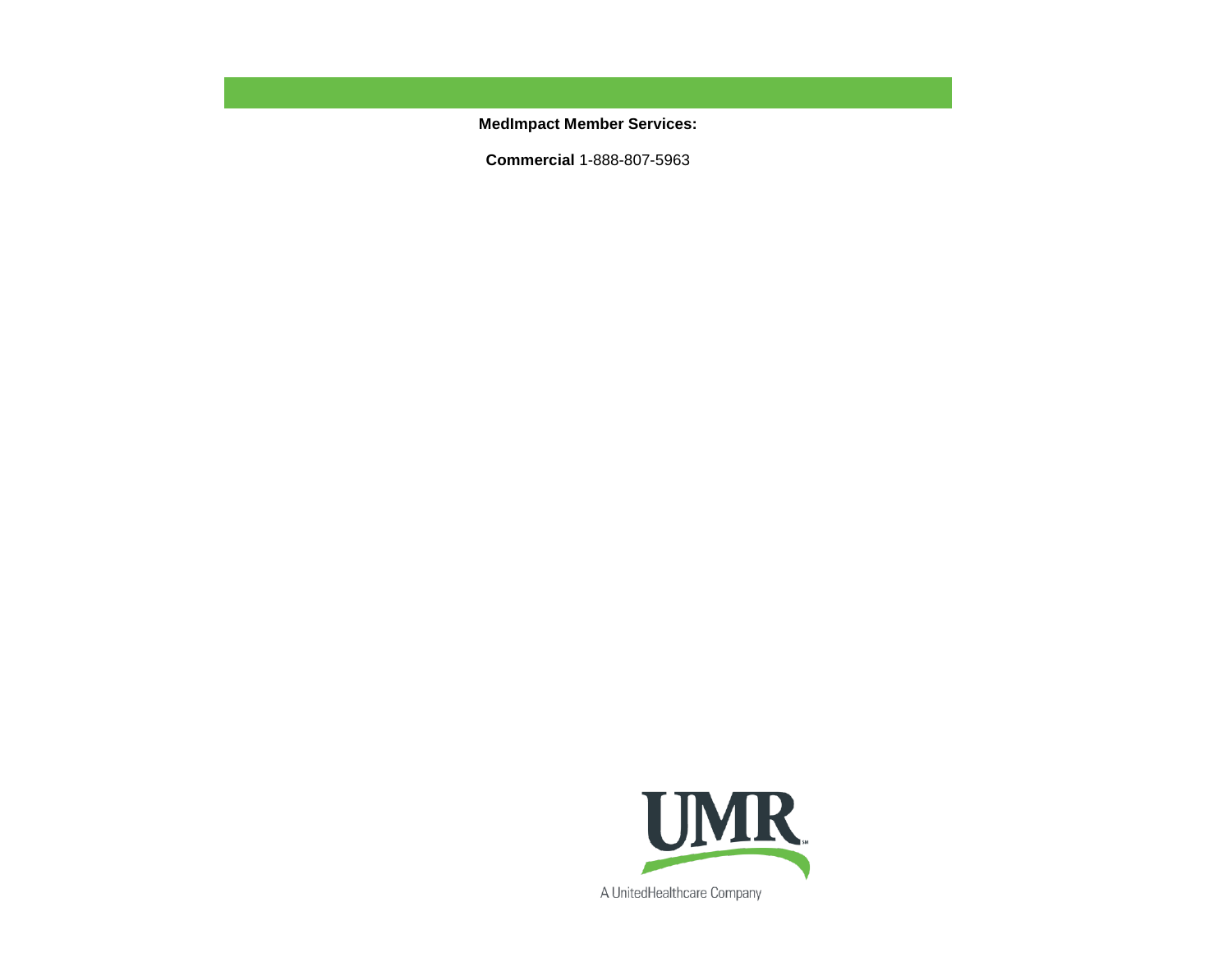**MedImpact Member Services:**

**Commercial** 1-888-807-5963

UMR

A UnitedHealthcare Company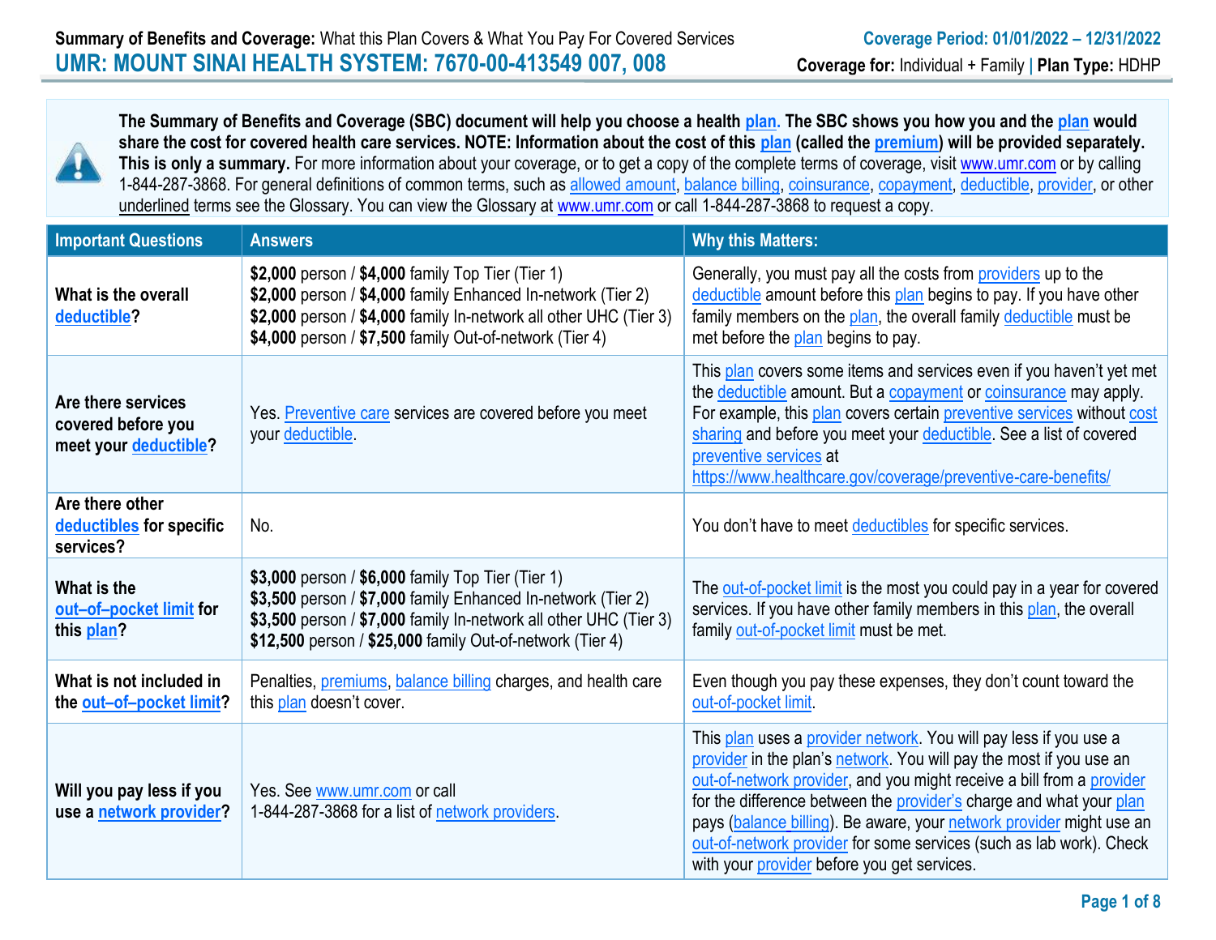**Summary of Benefits and Coverage:** What this Plan Covers & What You Pay For Covered Services

**Coverage Period: 01/01/2022 – 12/31/2022**

# UMR: MOUNT SINAI HEALTH SYSTEM: 7670-00-413549 007, 008

**Coverage for:** Individual + Family | **Plan Type:** HDHP

**The Summary of Benefits and Coverage (SBC) document will help you choose a health plan. The SBC shows you how you and the plan would share the cost for covered health care services. NOTE: Information about the cost of this plan (called the premium) will be provided separately. This is only a summary.** For more information about your coverage, or to get a copy of the complete terms of coverage, visit www.umr.com or by calling 1-844-287-3868. For general definitions of common terms, such as allowed amount, balance billing, coinsurance, copayment, deductible, provider, or other underlined terms see the Glossary. You can view the Glossary at www.umr.com or call 1-844-287-3868 to request a copy.

| Important Questions | Answers | Why this Matters: |
|---|---|---|
| **What is the overall deductible?** | **$2,000** person / **$4,000** family Top Tier (Tier 1)<br>**$2,000** person / **$4,000** family Enhanced In-network (Tier 2)<br>**$2,000** person / **$4,000** family In-network all other UHC (Tier 3)<br>**$4,000** person / **$7,500** family Out-of-network (Tier 4) | Generally, you must pay all the costs from providers up to the deductible amount before this plan begins to pay. If you have other family members on the plan, the overall family deductible must be met before the plan begins to pay. |
| **Are there services covered before you meet your deductible?** | Yes. Preventive care services are covered before you meet your deductible. | This plan covers some items and services even if you haven't yet met the deductible amount. But a copayment or coinsurance may apply. For example, this plan covers certain preventive services without cost sharing and before you meet your deductible. See a list of covered preventive services at https://www.healthcare.gov/coverage/preventive-care-benefits/ |
| **Are there other deductibles for specific services?** | No. | You don't have to meet deductibles for specific services. |
| **What is the out–of–pocket limit for this plan?** | **$3,000** person / **$6,000** family Top Tier (Tier 1)<br>**$3,500** person / **$7,000** family Enhanced In-network (Tier 2)<br>**$3,500** person / **$7,000** family In-network all other UHC (Tier 3)<br>**$12,500** person / **$25,000** family Out-of-network (Tier 4) | The out-of-pocket limit is the most you could pay in a year for covered services. If you have other family members in this plan, the overall family out-of-pocket limit must be met. |
| **What is not included in the out–of–pocket limit?** | Penalties, premiums, balance billing charges, and health care this plan doesn't cover. | Even though you pay these expenses, they don't count toward the out-of-pocket limit. |
| **Will you pay less if you use a network provider?** | Yes. See www.umr.com or call 1-844-287-3868 for a list of network providers. | This plan uses a provider network. You will pay less if you use a provider in the plan's network. You will pay the most if you use an out-of-network provider, and you might receive a bill from a provider for the difference between the provider's charge and what your plan pays (balance billing). Be aware, your network provider might use an out-of-network provider for some services (such as lab work). Check with your provider before you get services. |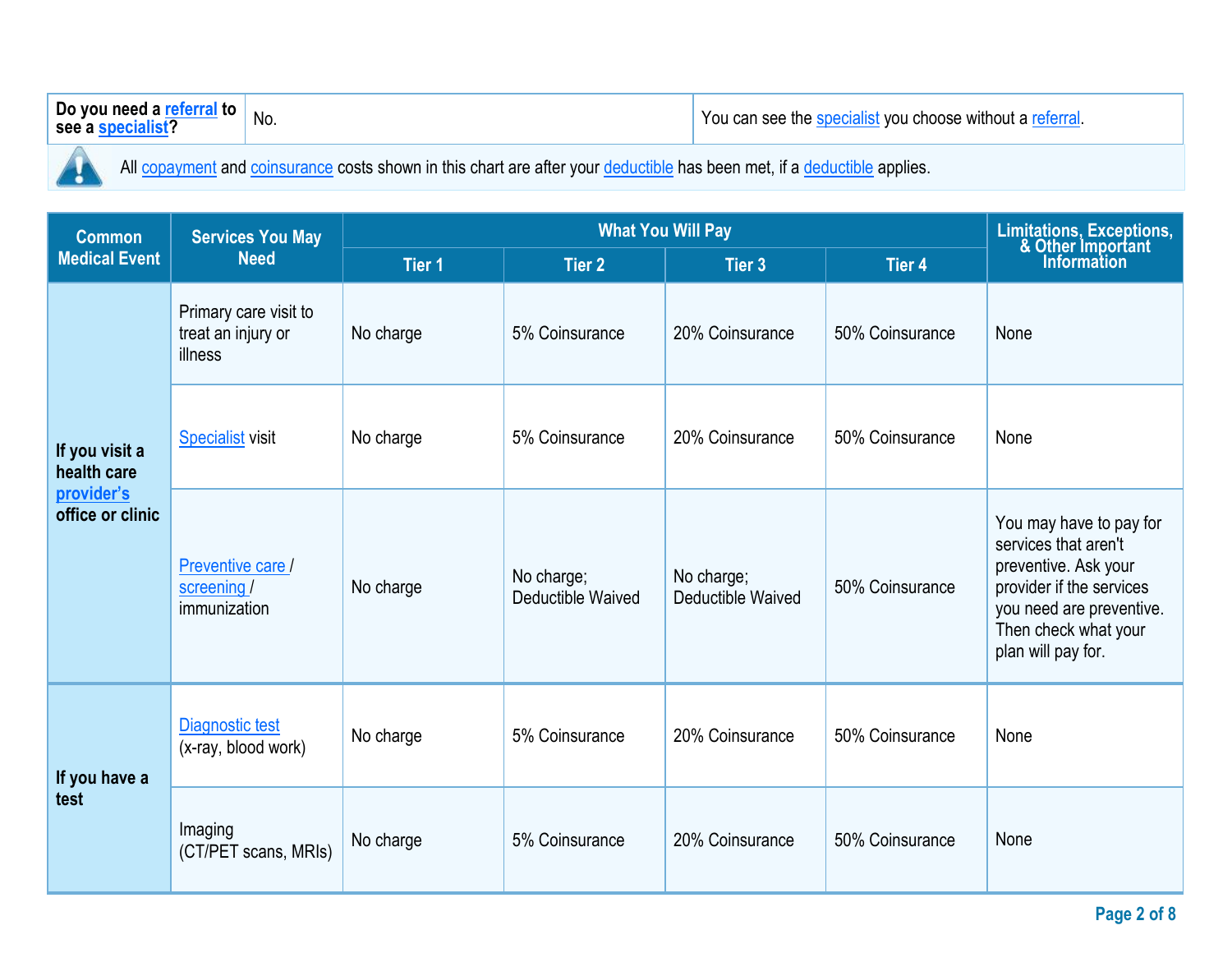| Do you need a referral to see a specialist? | No. | You can see the specialist you choose without a referral. |
|---|---|---|

All copayment and coinsurance costs shown in this chart are after your deductible has been met, if a deductible applies.

| Common Medical Event | Services You May Need | What You Will Pay | | | | Limitations, Exceptions, & Other Important Information |
|---|---|---|---|---|---|---|
| | | Tier 1 | Tier 2 | Tier 3 | Tier 4 | |
| If you visit a health care provider's office or clinic | Primary care visit to treat an injury or illness | No charge | 5% Coinsurance | 20% Coinsurance | 50% Coinsurance | None |
| | Specialist visit | No charge | 5% Coinsurance | 20% Coinsurance | 50% Coinsurance | None |
| | Preventive care / screening / immunization | No charge | No charge; Deductible Waived | No charge; Deductible Waived | 50% Coinsurance | You may have to pay for services that aren't preventive. Ask your provider if the services you need are preventive. Then check what your plan will pay for. |
| If you have a test | Diagnostic test (x-ray, blood work) | No charge | 5% Coinsurance | 20% Coinsurance | 50% Coinsurance | None |
| | Imaging (CT/PET scans, MRIs) | No charge | 5% Coinsurance | 20% Coinsurance | 50% Coinsurance | None |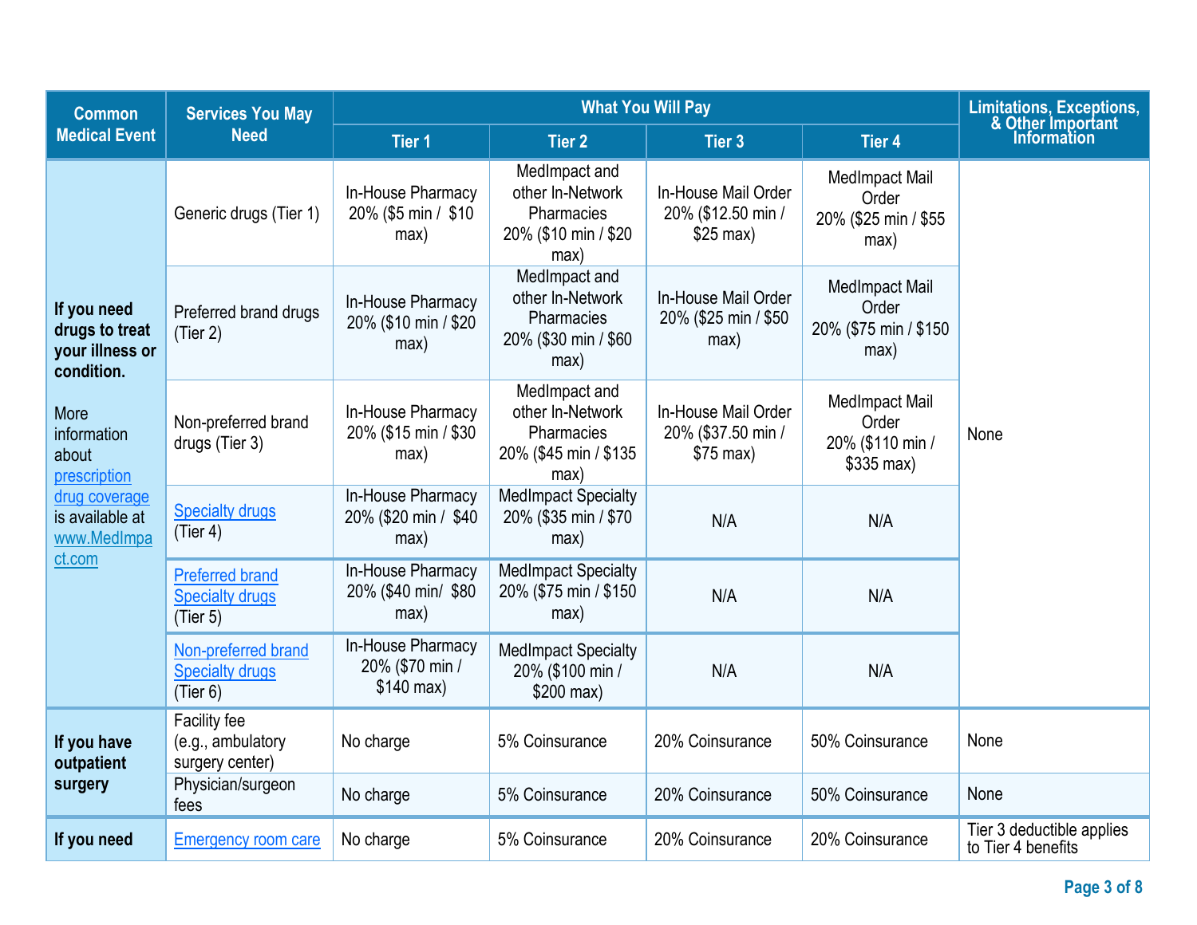| Common Medical Event | Services You May Need | What You Will Pay | | | | Limitations, Exceptions, & Other Important Information |
|---|---|---|---|---|---|---|
| | | Tier 1 | Tier 2 | Tier 3 | Tier 4 | |
| **If you need drugs to treat your illness or condition.** More information about prescription drug coverage is available at www.MedImpact.com | Generic drugs (Tier 1) | In-House Pharmacy 20% ($5 min / $10 max) | MedImpact and other In-Network Pharmacies 20% ($10 min / $20 max) | In-House Mail Order 20% ($12.50 min / $25 max) | MedImpact Mail Order 20% ($25 min / $55 max) | None |
| | Preferred brand drugs (Tier 2) | In-House Pharmacy 20% ($10 min / $20 max) | MedImpact and other In-Network Pharmacies 20% ($30 min / $60 max) | In-House Mail Order 20% ($25 min / $50 max) | MedImpact Mail Order 20% ($75 min / $150 max) | |
| | Non-preferred brand drugs (Tier 3) | In-House Pharmacy 20% ($15 min / $30 max) | MedImpact and other In-Network Pharmacies 20% ($45 min / $135 max) | In-House Mail Order 20% ($37.50 min / $75 max) | MedImpact Mail Order 20% ($110 min / $335 max) | |
| | Specialty drugs (Tier 4) | In-House Pharmacy 20% ($20 min / $40 max) | MedImpact Specialty 20% ($35 min / $70 max) | N/A | N/A | |
| | Preferred brand Specialty drugs (Tier 5) | In-House Pharmacy 20% ($40 min/ $80 max) | MedImpact Specialty 20% ($75 min / $150 max) | N/A | N/A | |
| | Non-preferred brand Specialty drugs (Tier 6) | In-House Pharmacy 20% ($70 min / $140 max) | MedImpact Specialty 20% ($100 min / $200 max) | N/A | N/A | |
| **If you have outpatient surgery** | Facility fee (e.g., ambulatory surgery center) | No charge | 5% Coinsurance | 20% Coinsurance | 50% Coinsurance | None |
| | Physician/surgeon fees | No charge | 5% Coinsurance | 20% Coinsurance | 50% Coinsurance | None |
| **If you need** | Emergency room care | No charge | 5% Coinsurance | 20% Coinsurance | 20% Coinsurance | Tier 3 deductible applies to Tier 4 benefits |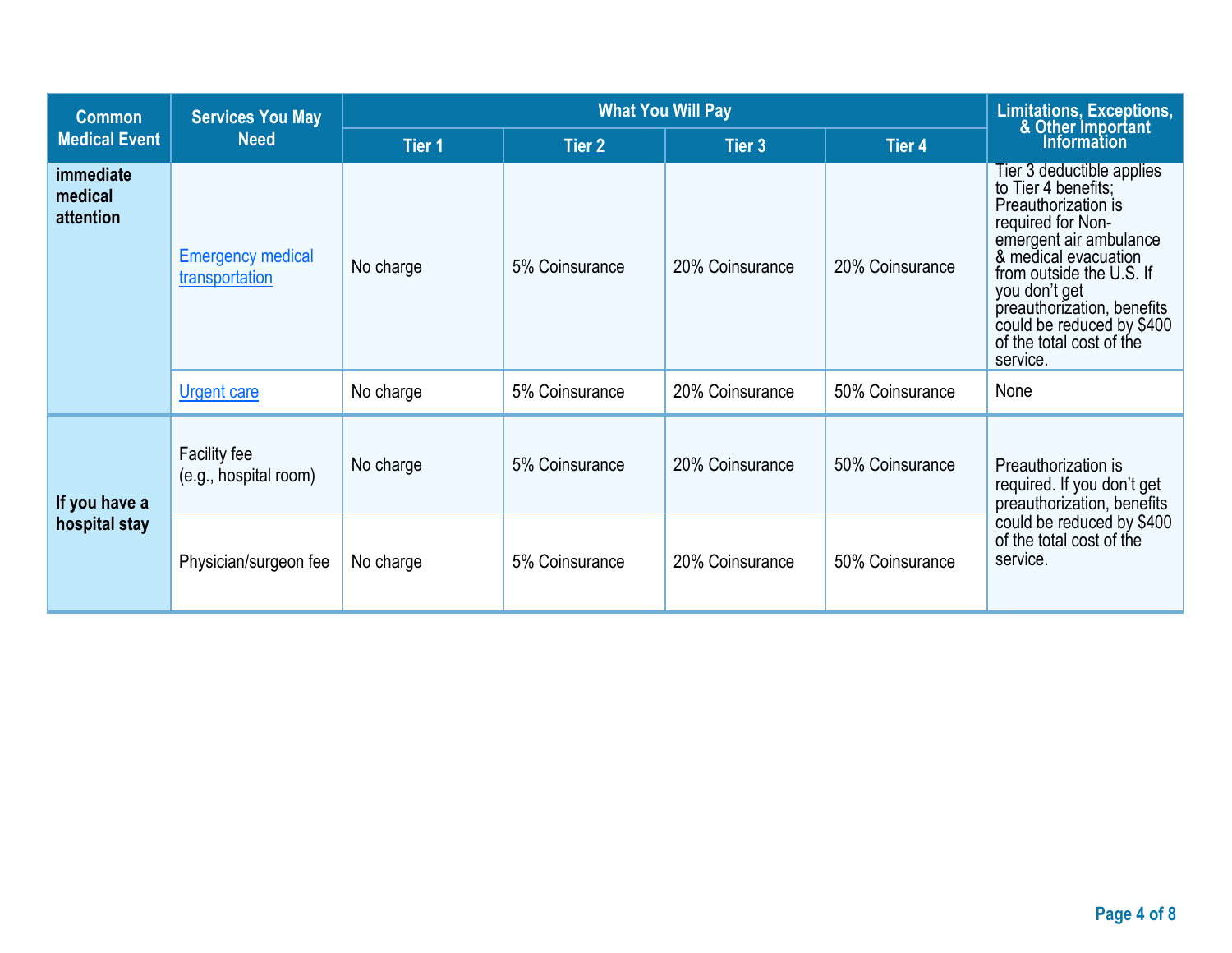| Common Medical Event | Services You May Need | What You Will Pay | | | | Limitations, Exceptions, & Other Important Information |
|---|---|---|---|---|---|---|
| | | Tier 1 | Tier 2 | Tier 3 | Tier 4 | |
| **immediate medical attention** | Emergency medical transportation | No charge | 5% Coinsurance | 20% Coinsurance | 20% Coinsurance | Tier 3 deductible applies to Tier 4 benefits; Preauthorization is required for Non-emergent air ambulance & medical evacuation from outside the U.S. If you don't get preauthorization, benefits could be reduced by $400 of the total cost of the service. |
| | Urgent care | No charge | 5% Coinsurance | 20% Coinsurance | 50% Coinsurance | None |
| **If you have a hospital stay** | Facility fee (e.g., hospital room) | No charge | 5% Coinsurance | 20% Coinsurance | 50% Coinsurance | Preauthorization is required. If you don't get preauthorization, benefits could be reduced by $400 of the total cost of the service. |
| | Physician/surgeon fee | No charge | 5% Coinsurance | 20% Coinsurance | 50% Coinsurance | |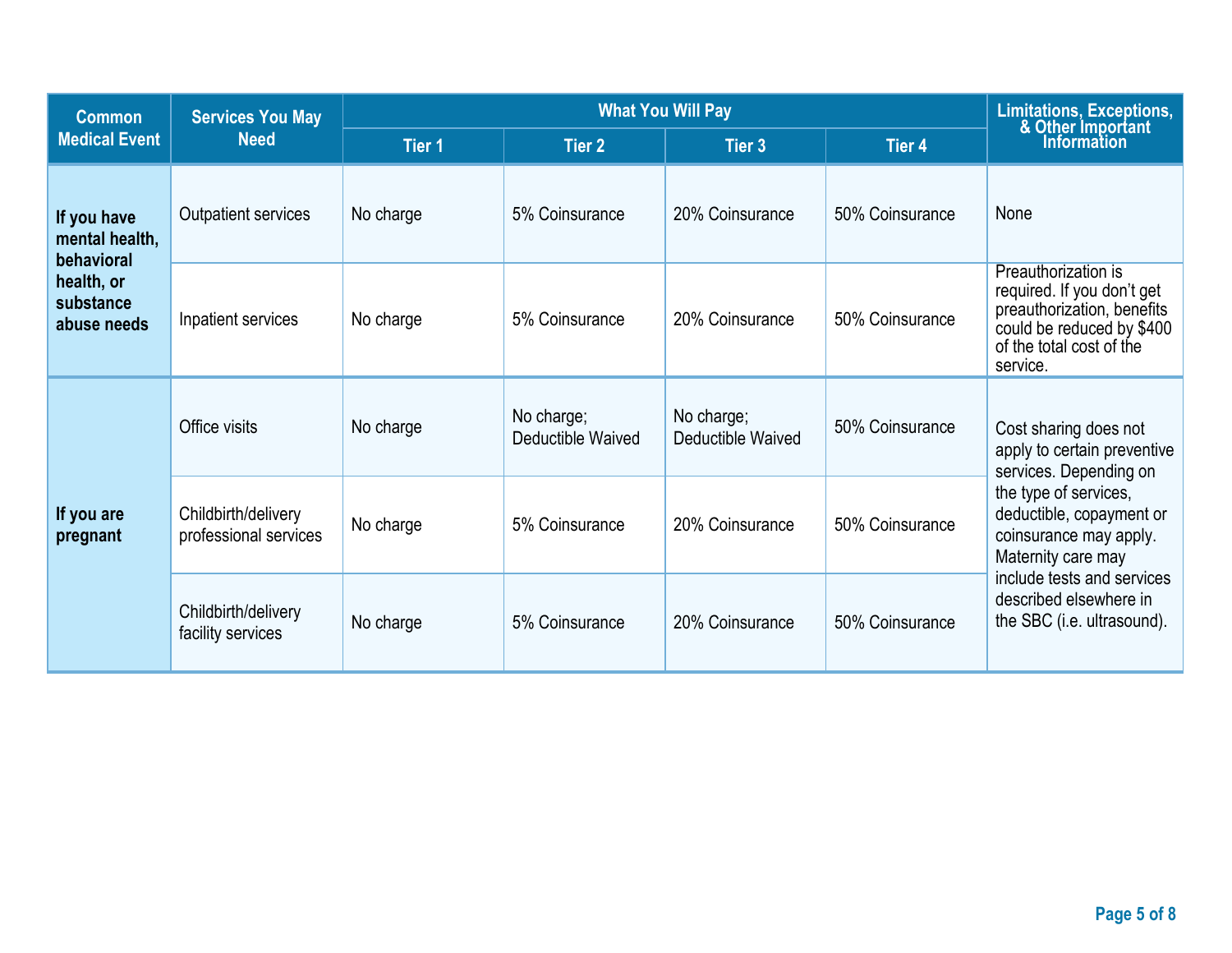| Common Medical Event | Services You May Need | What You Will Pay | | | | Limitations, Exceptions, & Other Important Information |
|---|---|---|---|---|---|---|
| | | Tier 1 | Tier 2 | Tier 3 | Tier 4 | |
| **If you have mental health, behavioral health, or substance abuse needs** | Outpatient services | No charge | 5% Coinsurance | 20% Coinsurance | 50% Coinsurance | None |
| | Inpatient services | No charge | 5% Coinsurance | 20% Coinsurance | 50% Coinsurance | Preauthorization is required. If you don't get preauthorization, benefits could be reduced by $400 of the total cost of the service. |
| **If you are pregnant** | Office visits | No charge | No charge; Deductible Waived | No charge; Deductible Waived | 50% Coinsurance | Cost sharing does not apply to certain preventive services. Depending on the type of services, deductible, copayment or coinsurance may apply. Maternity care may include tests and services described elsewhere in the SBC (i.e. ultrasound). |
| | Childbirth/delivery professional services | No charge | 5% Coinsurance | 20% Coinsurance | 50% Coinsurance | |
| | Childbirth/delivery facility services | No charge | 5% Coinsurance | 20% Coinsurance | 50% Coinsurance | |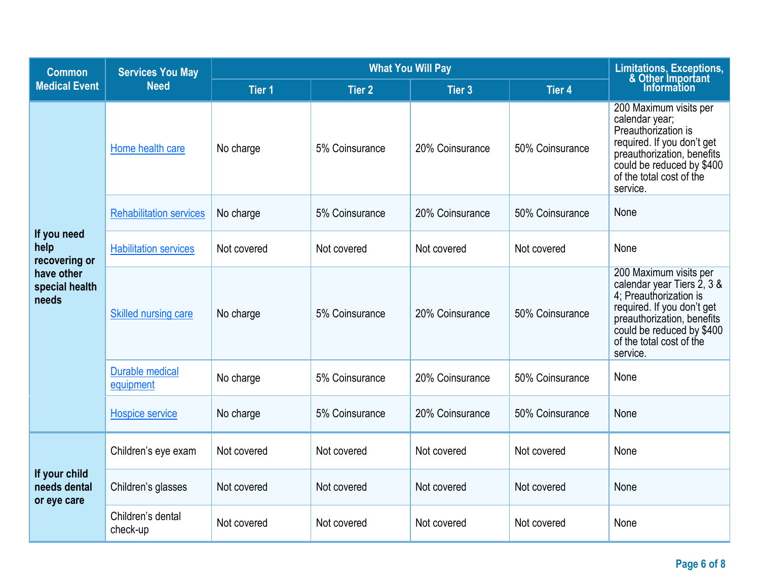| Common Medical Event | Services You May Need | What You Will Pay | | | | Limitations, Exceptions, & Other Important Information |
|---|---|---|---|---|---|---|
| | | Tier 1 | Tier 2 | Tier 3 | Tier 4 | |
| If you need help recovering or have other special health needs | Home health care | No charge | 5% Coinsurance | 20% Coinsurance | 50% Coinsurance | 200 Maximum visits per calendar year; Preauthorization is required. If you don't get preauthorization, benefits could be reduced by $400 of the total cost of the service. |
| | Rehabilitation services | No charge | 5% Coinsurance | 20% Coinsurance | 50% Coinsurance | None |
| | Habilitation services | Not covered | Not covered | Not covered | Not covered | None |
| | Skilled nursing care | No charge | 5% Coinsurance | 20% Coinsurance | 50% Coinsurance | 200 Maximum visits per calendar year Tiers 2, 3 & 4; Preauthorization is required. If you don't get preauthorization, benefits could be reduced by $400 of the total cost of the service. |
| | Durable medical equipment | No charge | 5% Coinsurance | 20% Coinsurance | 50% Coinsurance | None |
| | Hospice service | No charge | 5% Coinsurance | 20% Coinsurance | 50% Coinsurance | None |
| If your child needs dental or eye care | Children's eye exam | Not covered | Not covered | Not covered | Not covered | None |
| | Children's glasses | Not covered | Not covered | Not covered | Not covered | None |
| | Children's dental check-up | Not covered | Not covered | Not covered | Not covered | None |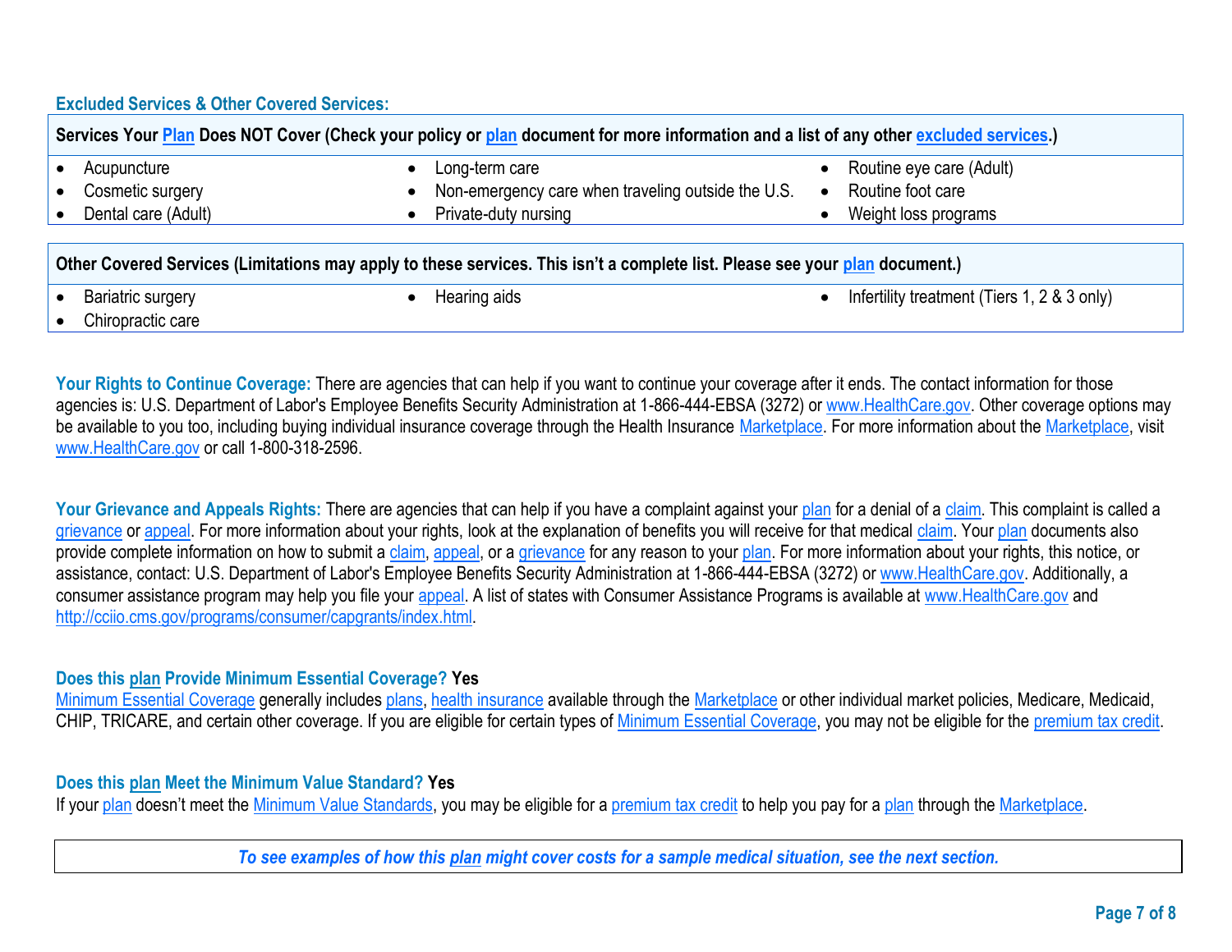### Excluded Services & Other Covered Services:

| Services Your Plan Does NOT Cover (Check your policy or plan document for more information and a list of any other excluded services.) | | |
|---|---|---|
| • Acupuncture | • Long-term care | • Routine eye care (Adult) |
| • Cosmetic surgery | • Non-emergency care when traveling outside the U.S. | • Routine foot care |
| • Dental care (Adult) | • Private-duty nursing | • Weight loss programs |

| Other Covered Services (Limitations may apply to these services. This isn't a complete list. Please see your plan document.) | | |
|---|---|---|
| • Bariatric surgery | • Hearing aids | • Infertility treatment (Tiers 1, 2 & 3 only) |
| • Chiropractic care | | |

**Your Rights to Continue Coverage:** There are agencies that can help if you want to continue your coverage after it ends. The contact information for those agencies is: U.S. Department of Labor's Employee Benefits Security Administration at 1-866-444-EBSA (3272) or www.HealthCare.gov. Other coverage options may be available to you too, including buying individual insurance coverage through the Health Insurance Marketplace. For more information about the Marketplace, visit www.HealthCare.gov or call 1-800-318-2596.

**Your Grievance and Appeals Rights:** There are agencies that can help if you have a complaint against your plan for a denial of a claim. This complaint is called a grievance or appeal. For more information about your rights, look at the explanation of benefits you will receive for that medical claim. Your plan documents also provide complete information on how to submit a claim, appeal, or a grievance for any reason to your plan. For more information about your rights, this notice, or assistance, contact: U.S. Department of Labor's Employee Benefits Security Administration at 1-866-444-EBSA (3272) or www.HealthCare.gov. Additionally, a consumer assistance program may help you file your appeal. A list of states with Consumer Assistance Programs is available at www.HealthCare.gov and http://cciio.cms.gov/programs/consumer/capgrants/index.html.

**Does this plan Provide Minimum Essential Coverage? Yes**

Minimum Essential Coverage generally includes plans, health insurance available through the Marketplace or other individual market policies, Medicare, Medicaid, CHIP, TRICARE, and certain other coverage. If you are eligible for certain types of Minimum Essential Coverage, you may not be eligible for the premium tax credit.

**Does this plan Meet the Minimum Value Standard? Yes**

If your plan doesn't meet the Minimum Value Standards, you may be eligible for a premium tax credit to help you pay for a plan through the Marketplace.

***To see examples of how this plan might cover costs for a sample medical situation, see the next section.***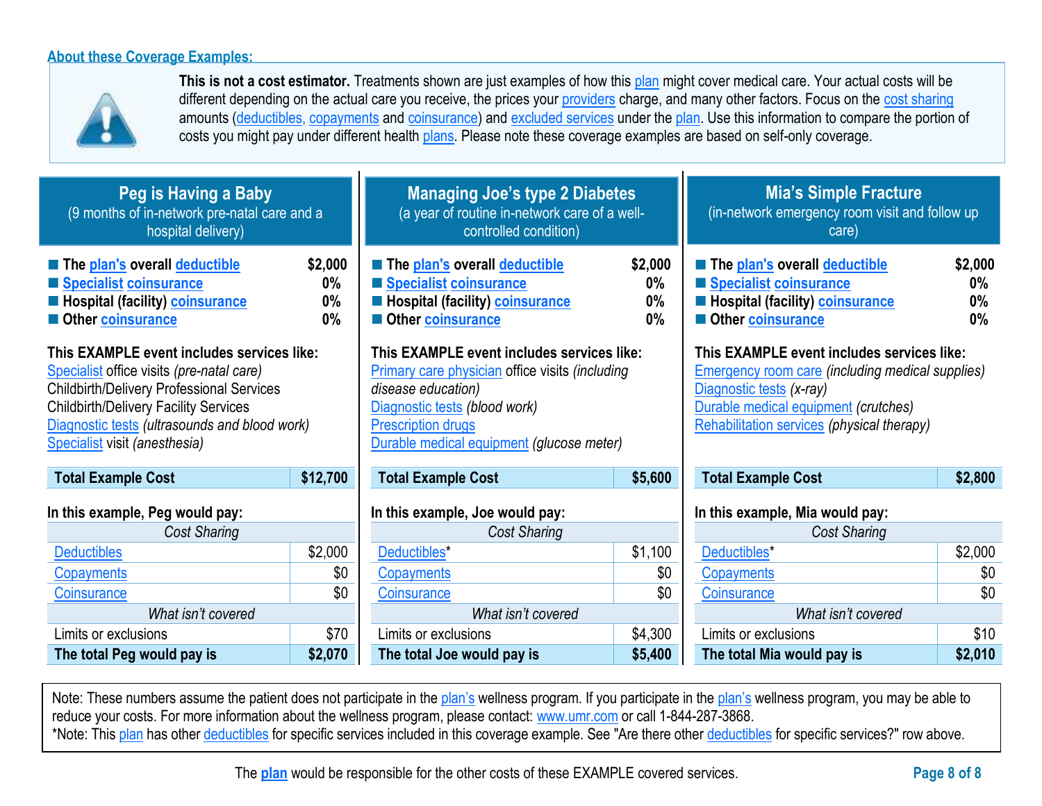## About these Coverage Examples:

**This is not a cost estimator.** Treatments shown are just examples of how this plan might cover medical care. Your actual costs will be different depending on the actual care you receive, the prices your providers charge, and many other factors. Focus on the cost sharing amounts (deductibles, copayments and coinsurance) and excluded services under the plan. Use this information to compare the portion of costs you might pay under different health plans. Please note these coverage examples are based on self-only coverage.

### Peg is Having a Baby
(9 months of in-network pre-natal care and a hospital delivery)

| | |
|---|---|
| ■ The plan's overall deductible | $2,000 |
| ■ Specialist coinsurance | 0% |
| ■ Hospital (facility) coinsurance | 0% |
| ■ Other coinsurance | 0% |

**This EXAMPLE event includes services like:**
Specialist office visits *(pre-natal care)*
Childbirth/Delivery Professional Services
Childbirth/Delivery Facility Services
Diagnostic tests *(ultrasounds and blood work)*
Specialist visit *(anesthesia)*

| **Total Example Cost** | **$12,700** |
|---|---|

**In this example, Peg would pay:**

| *Cost Sharing* | |
|---|---|
| Deductibles | $2,000 |
| Copayments | $0 |
| Coinsurance | $0 |
| *What isn't covered* | |
| Limits or exclusions | $70 |
| **The total Peg would pay is** | **$2,070** |

### Managing Joe's type 2 Diabetes
(a year of routine in-network care of a well-controlled condition)

| | |
|---|---|
| ■ The plan's overall deductible | $2,000 |
| ■ Specialist coinsurance | 0% |
| ■ Hospital (facility) coinsurance | 0% |
| ■ Other coinsurance | 0% |

**This EXAMPLE event includes services like:**
Primary care physician office visits *(including disease education)*
Diagnostic tests *(blood work)*
Prescription drugs
Durable medical equipment *(glucose meter)*

| **Total Example Cost** | **$5,600** |
|---|---|

**In this example, Joe would pay:**

| *Cost Sharing* | |
|---|---|
| Deductibles* | $1,100 |
| Copayments | $0 |
| Coinsurance | $0 |
| *What isn't covered* | |
| Limits or exclusions | $4,300 |
| **The total Joe would pay is** | **$5,400** |

### Mia's Simple Fracture
(in-network emergency room visit and follow up care)

| | |
|---|---|
| ■ The plan's overall deductible | $2,000 |
| ■ Specialist coinsurance | 0% |
| ■ Hospital (facility) coinsurance | 0% |
| ■ Other coinsurance | 0% |

**This EXAMPLE event includes services like:**
Emergency room care *(including medical supplies)*
Diagnostic tests *(x-ray)*
Durable medical equipment *(crutches)*
Rehabilitation services *(physical therapy)*

| **Total Example Cost** | **$2,800** |
|---|---|

**In this example, Mia would pay:**

| *Cost Sharing* | |
|---|---|
| Deductibles* | $2,000 |
| Copayments | $0 |
| Coinsurance | $0 |
| *What isn't covered* | |
| Limits or exclusions | $10 |
| **The total Mia would pay is** | **$2,010** |

Note: These numbers assume the patient does not participate in the plan's wellness program. If you participate in the plan's wellness program, you may be able to reduce your costs. For more information about the wellness program, please contact: www.umr.com or call 1-844-287-3868.
*Note: This plan has other deductibles for specific services included in this coverage example. See "Are there other deductibles for specific services?" row above.

The **plan** would be responsible for the other costs of these EXAMPLE covered services.